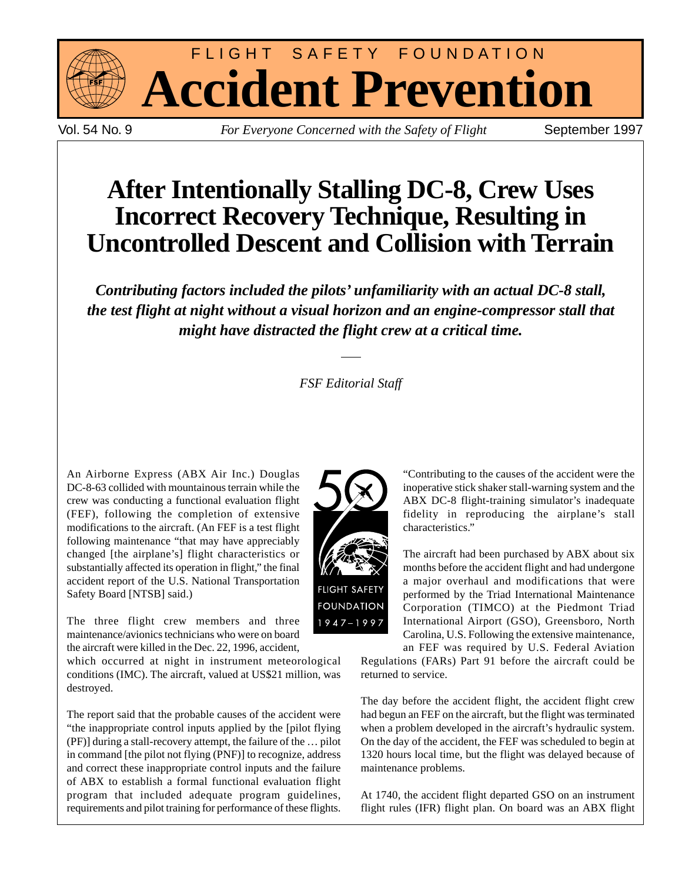# FLIGHT SAFETY FOUNDATION Accident Prevention

Vol. 54 No. 9 — *For Everyone Concerned with the Safety of Flight* — September 1997

# After Intentionally Stalling DC-8, Crew Uses Incorrect Recovery Technique, Resulting in Uncontrolled Descent and Collision with Terrain

***Contributing factors included the pilots' unfamiliarity with an actual DC-8 stall, the test flight at night without a visual horizon and an engine-compressor stall that might have distracted the flight crew at a critical time.***

*FSF Editorial Staff*

An Airborne Express (ABX Air Inc.) Douglas DC-8-63 collided with mountainous terrain while the crew was conducting a functional evaluation flight (FEF), following the completion of extensive modifications to the aircraft. (An FEF is a test flight following maintenance "that may have appreciably changed [the airplane's] flight characteristics or substantially affected its operation in flight," the final accident report of the U.S. National Transportation Safety Board [NTSB] said.)

The three flight crew members and three maintenance/avionics technicians who were on board the aircraft were killed in the Dec. 22, 1996, accident, which occurred at night in instrument meteorological conditions (IMC). The aircraft, valued at US$21 million, was destroyed.

The report said that the probable causes of the accident were "the inappropriate control inputs applied by the [pilot flying (PF)] during a stall-recovery attempt, the failure of the … pilot in command [the pilot not flying (PNF)] to recognize, address and correct these inappropriate control inputs and the failure of ABX to establish a formal functional evaluation flight program that included adequate program guidelines, requirements and pilot training for performance of these flights.

"Contributing to the causes of the accident were the inoperative stick shaker stall-warning system and the ABX DC-8 flight-training simulator's inadequate fidelity in reproducing the airplane's stall characteristics."

The aircraft had been purchased by ABX about six months before the accident flight and had undergone a major overhaul and modifications that were performed by the Triad International Maintenance Corporation (TIMCO) at the Piedmont Triad International Airport (GSO), Greensboro, North Carolina, U.S. Following the extensive maintenance, an FEF was required by U.S. Federal Aviation Regulations (FARs) Part 91 before the aircraft could be returned to service.

The day before the accident flight, the accident flight crew had begun an FEF on the aircraft, but the flight was terminated when a problem developed in the aircraft's hydraulic system. On the day of the accident, the FEF was scheduled to begin at 1320 hours local time, but the flight was delayed because of maintenance problems.

At 1740, the accident flight departed GSO on an instrument flight rules (IFR) flight plan. On board was an ABX flight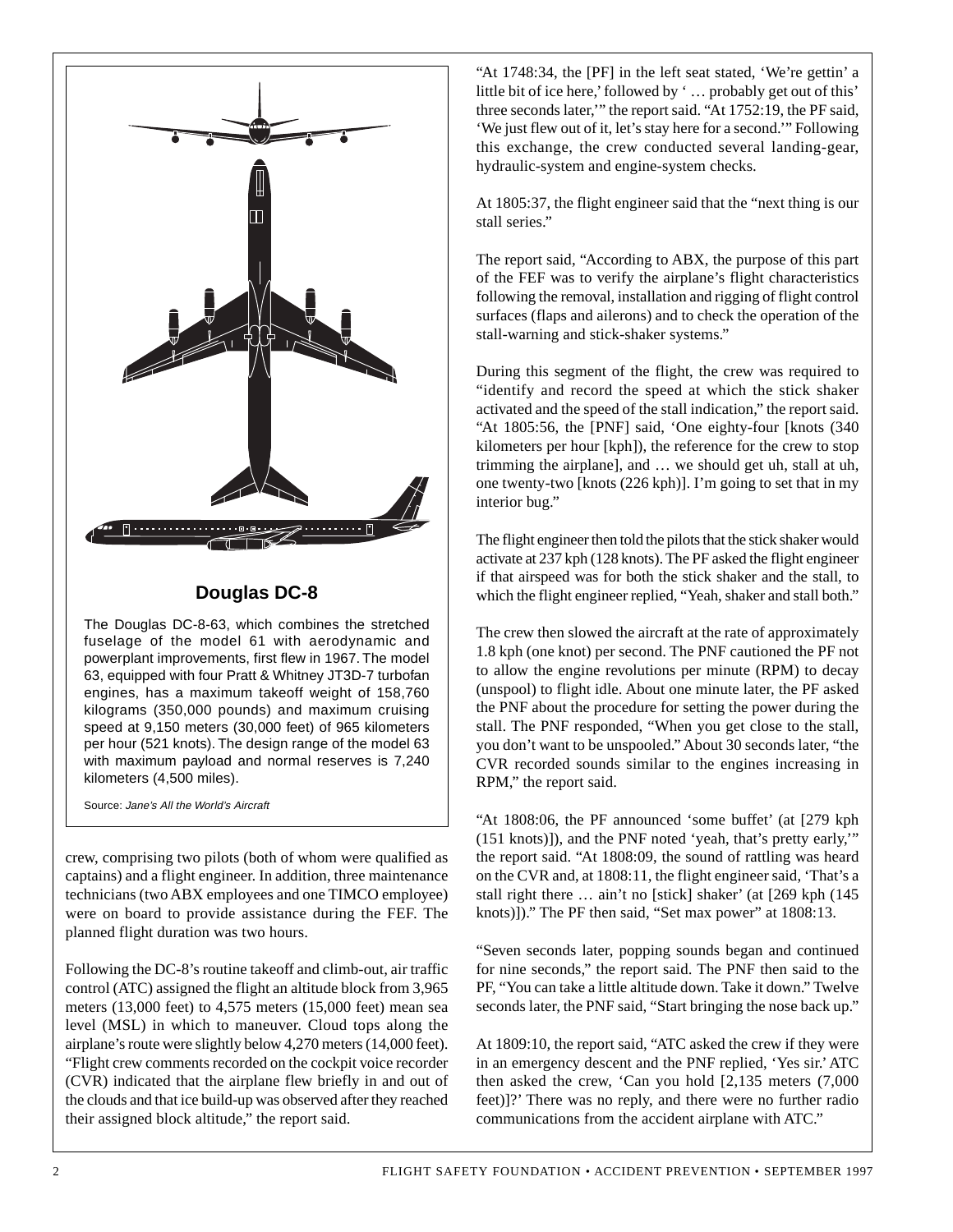## Douglas DC-8

The Douglas DC-8-63, which combines the stretched fuselage of the model 61 with aerodynamic and powerplant improvements, first flew in 1967. The model 63, equipped with four Pratt & Whitney JT3D-7 turbofan engines, has a maximum takeoff weight of 158,760 kilograms (350,000 pounds) and maximum cruising speed at 9,150 meters (30,000 feet) of 965 kilometers per hour (521 knots). The design range of the model 63 with maximum payload and normal reserves is 7,240 kilometers (4,500 miles).

Source: *Jane's All the World's Aircraft*

crew, comprising two pilots (both of whom were qualified as captains) and a flight engineer. In addition, three maintenance technicians (two ABX employees and one TIMCO employee) were on board to provide assistance during the FEF. The planned flight duration was two hours.

Following the DC-8's routine takeoff and climb-out, air traffic control (ATC) assigned the flight an altitude block from 3,965 meters (13,000 feet) to 4,575 meters (15,000 feet) mean sea level (MSL) in which to maneuver. Cloud tops along the airplane's route were slightly below 4,270 meters (14,000 feet). "Flight crew comments recorded on the cockpit voice recorder (CVR) indicated that the airplane flew briefly in and out of the clouds and that ice build-up was observed after they reached their assigned block altitude," the report said.

"At 1748:34, the [PF] in the left seat stated, 'We're gettin' a little bit of ice here,' followed by ' … probably get out of this' three seconds later,'" the report said. "At 1752:19, the PF said, 'We just flew out of it, let's stay here for a second.'" Following this exchange, the crew conducted several landing-gear, hydraulic-system and engine-system checks.

At 1805:37, the flight engineer said that the "next thing is our stall series."

The report said, "According to ABX, the purpose of this part of the FEF was to verify the airplane's flight characteristics following the removal, installation and rigging of flight control surfaces (flaps and ailerons) and to check the operation of the stall-warning and stick-shaker systems."

During this segment of the flight, the crew was required to "identify and record the speed at which the stick shaker activated and the speed of the stall indication," the report said. "At 1805:56, the [PNF] said, 'One eighty-four [knots (340 kilometers per hour [kph]), the reference for the crew to stop trimming the airplane], and … we should get uh, stall at uh, one twenty-two [knots (226 kph)]. I'm going to set that in my interior bug."

The flight engineer then told the pilots that the stick shaker would activate at 237 kph (128 knots). The PF asked the flight engineer if that airspeed was for both the stick shaker and the stall, to which the flight engineer replied, "Yeah, shaker and stall both."

The crew then slowed the aircraft at the rate of approximately 1.8 kph (one knot) per second. The PNF cautioned the PF not to allow the engine revolutions per minute (RPM) to decay (unspool) to flight idle. About one minute later, the PF asked the PNF about the procedure for setting the power during the stall. The PNF responded, "When you get close to the stall, you don't want to be unspooled." About 30 seconds later, "the CVR recorded sounds similar to the engines increasing in RPM," the report said.

"At 1808:06, the PF announced 'some buffet' (at [279 kph (151 knots)]), and the PNF noted 'yeah, that's pretty early,'" the report said. "At 1808:09, the sound of rattling was heard on the CVR and, at 1808:11, the flight engineer said, 'That's a stall right there … ain't no [stick] shaker' (at [269 kph (145 knots)])." The PF then said, "Set max power" at 1808:13.

"Seven seconds later, popping sounds began and continued for nine seconds," the report said. The PNF then said to the PF, "You can take a little altitude down. Take it down." Twelve seconds later, the PNF said, "Start bringing the nose back up."

At 1809:10, the report said, "ATC asked the crew if they were in an emergency descent and the PNF replied, 'Yes sir.' ATC then asked the crew, 'Can you hold [2,135 meters (7,000 feet)]?' There was no reply, and there were no further radio communications from the accident airplane with ATC."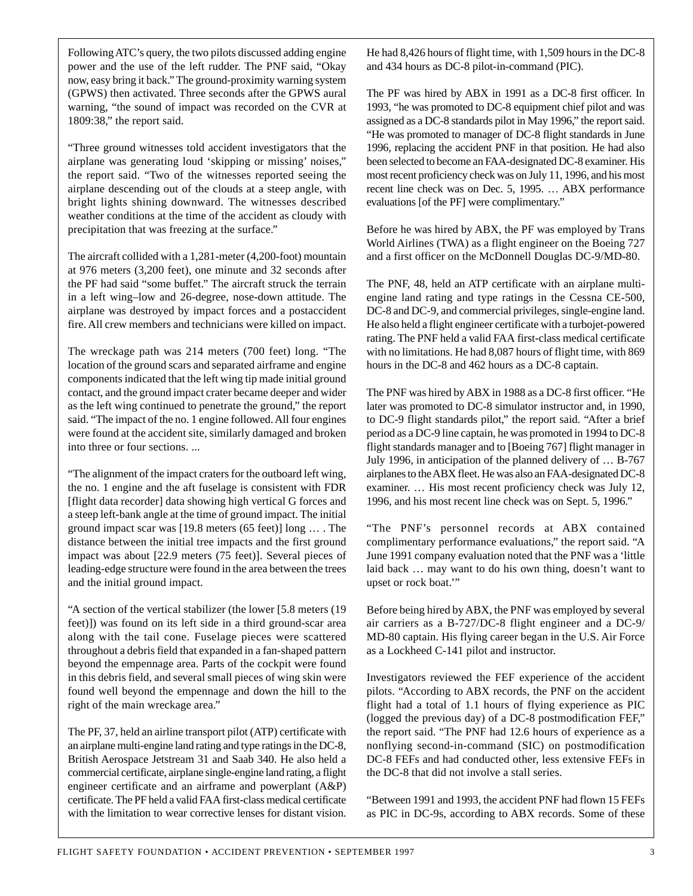Following ATC's query, the two pilots discussed adding engine power and the use of the left rudder. The PNF said, "Okay now, easy bring it back." The ground-proximity warning system (GPWS) then activated. Three seconds after the GPWS aural warning, "the sound of impact was recorded on the CVR at 1809:38," the report said.

"Three ground witnesses told accident investigators that the airplane was generating loud 'skipping or missing' noises," the report said. "Two of the witnesses reported seeing the airplane descending out of the clouds at a steep angle, with bright lights shining downward. The witnesses described weather conditions at the time of the accident as cloudy with precipitation that was freezing at the surface."

The aircraft collided with a 1,281-meter (4,200-foot) mountain at 976 meters (3,200 feet), one minute and 32 seconds after the PF had said "some buffet." The aircraft struck the terrain in a left wing–low and 26-degree, nose-down attitude. The airplane was destroyed by impact forces and a postaccident fire. All crew members and technicians were killed on impact.

The wreckage path was 214 meters (700 feet) long. "The location of the ground scars and separated airframe and engine components indicated that the left wing tip made initial ground contact, and the ground impact crater became deeper and wider as the left wing continued to penetrate the ground," the report said. "The impact of the no. 1 engine followed. All four engines were found at the accident site, similarly damaged and broken into three or four sections. ...

"The alignment of the impact craters for the outboard left wing, the no. 1 engine and the aft fuselage is consistent with FDR [flight data recorder] data showing high vertical G forces and a steep left-bank angle at the time of ground impact. The initial ground impact scar was [19.8 meters (65 feet)] long … . The distance between the initial tree impacts and the first ground impact was about [22.9 meters (75 feet)]. Several pieces of leading-edge structure were found in the area between the trees and the initial ground impact.

"A section of the vertical stabilizer (the lower [5.8 meters (19 feet)]) was found on its left side in a third ground-scar area along with the tail cone. Fuselage pieces were scattered throughout a debris field that expanded in a fan-shaped pattern beyond the empennage area. Parts of the cockpit were found in this debris field, and several small pieces of wing skin were found well beyond the empennage and down the hill to the right of the main wreckage area."

The PF, 37, held an airline transport pilot (ATP) certificate with an airplane multi-engine land rating and type ratings in the DC-8, British Aerospace Jetstream 31 and Saab 340. He also held a commercial certificate, airplane single-engine land rating, a flight engineer certificate and an airframe and powerplant (A&P) certificate. The PF held a valid FAA first-class medical certificate with the limitation to wear corrective lenses for distant vision. He had 8,426 hours of flight time, with 1,509 hours in the DC-8 and 434 hours as DC-8 pilot-in-command (PIC).

The PF was hired by ABX in 1991 as a DC-8 first officer. In 1993, "he was promoted to DC-8 equipment chief pilot and was assigned as a DC-8 standards pilot in May 1996," the report said. "He was promoted to manager of DC-8 flight standards in June 1996, replacing the accident PNF in that position. He had also been selected to become an FAA-designated DC-8 examiner. His most recent proficiency check was on July 11, 1996, and his most recent line check was on Dec. 5, 1995. … ABX performance evaluations [of the PF] were complimentary."

Before he was hired by ABX, the PF was employed by Trans World Airlines (TWA) as a flight engineer on the Boeing 727 and a first officer on the McDonnell Douglas DC-9/MD-80.

The PNF, 48, held an ATP certificate with an airplane multi-engine land rating and type ratings in the Cessna CE-500, DC-8 and DC-9, and commercial privileges, single-engine land. He also held a flight engineer certificate with a turbojet-powered rating. The PNF held a valid FAA first-class medical certificate with no limitations. He had 8,087 hours of flight time, with 869 hours in the DC-8 and 462 hours as a DC-8 captain.

The PNF was hired by ABX in 1988 as a DC-8 first officer. "He later was promoted to DC-8 simulator instructor and, in 1990, to DC-9 flight standards pilot," the report said. "After a brief period as a DC-9 line captain, he was promoted in 1994 to DC-8 flight standards manager and to [Boeing 767] flight manager in July 1996, in anticipation of the planned delivery of … B-767 airplanes to the ABX fleet. He was also an FAA-designated DC-8 examiner. … His most recent proficiency check was July 12, 1996, and his most recent line check was on Sept. 5, 1996."

"The PNF's personnel records at ABX contained complimentary performance evaluations," the report said. "A June 1991 company evaluation noted that the PNF was a 'little laid back … may want to do his own thing, doesn't want to upset or rock boat.'"

Before being hired by ABX, the PNF was employed by several air carriers as a B-727/DC-8 flight engineer and a DC-9/MD-80 captain. His flying career began in the U.S. Air Force as a Lockheed C-141 pilot and instructor.

Investigators reviewed the FEF experience of the accident pilots. "According to ABX records, the PNF on the accident flight had a total of 1.1 hours of flying experience as PIC (logged the previous day) of a DC-8 postmodification FEF," the report said. "The PNF had 12.6 hours of experience as a nonflying second-in-command (SIC) on postmodification DC-8 FEFs and had conducted other, less extensive FEFs in the DC-8 that did not involve a stall series.

"Between 1991 and 1993, the accident PNF had flown 15 FEFs as PIC in DC-9s, according to ABX records. Some of these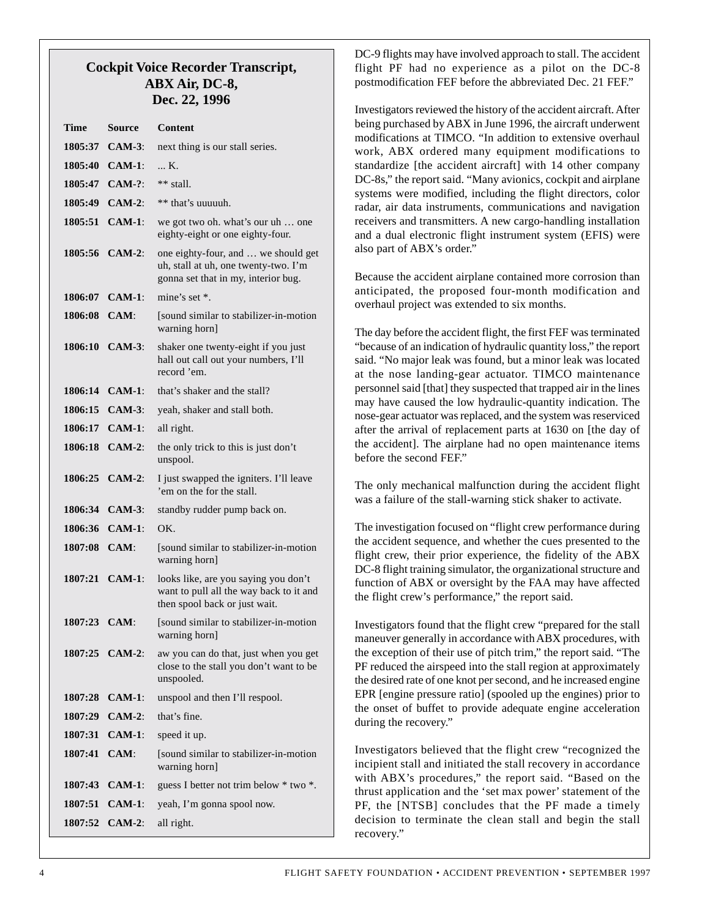### Cockpit Voice Recorder Transcript, ABX Air, DC-8, Dec. 22, 1996

| Time | Source | Content |
|---|---|---|
| 1805:37 | CAM-3: | next thing is our stall series. |
| 1805:40 | CAM-1: | ... K. |
| 1805:47 | CAM-?: | ** stall. |
| 1805:49 | CAM-2: | ** that's uuuuuh. |
| 1805:51 | CAM-1: | we got two oh. what's our uh … one eighty-eight or one eighty-four. |
| 1805:56 | CAM-2: | one eighty-four, and … we should get uh, stall at uh, one twenty-two. I'm gonna set that in my, interior bug. |
| 1806:07 | CAM-1: | mine's set *. |
| 1806:08 | CAM: | [sound similar to stabilizer-in-motion warning horn] |
| 1806:10 | CAM-3: | shaker one twenty-eight if you just hall out call out your numbers, I'll record 'em. |
| 1806:14 | CAM-1: | that's shaker and the stall? |
| 1806:15 | CAM-3: | yeah, shaker and stall both. |
| 1806:17 | CAM-1: | all right. |
| 1806:18 | CAM-2: | the only trick to this is just don't unspool. |
| 1806:25 | CAM-2: | I just swapped the igniters. I'll leave 'em on the for the stall. |
| 1806:34 | CAM-3: | standby rudder pump back on. |
| 1806:36 | CAM-1: | OK. |
| 1807:08 | CAM: | [sound similar to stabilizer-in-motion warning horn] |
| 1807:21 | CAM-1: | looks like, are you saying you don't want to pull all the way back to it and then spool back or just wait. |
| 1807:23 | CAM: | [sound similar to stabilizer-in-motion warning horn] |
| 1807:25 | CAM-2: | aw you can do that, just when you get close to the stall you don't want to be unspooled. |
| 1807:28 | CAM-1: | unspool and then I'll respool. |
| 1807:29 | CAM-2: | that's fine. |
| 1807:31 | CAM-1: | speed it up. |
| 1807:41 | CAM: | [sound similar to stabilizer-in-motion warning horn] |
| 1807:43 | CAM-1: | guess I better not trim below * two *. |
| 1807:51 | CAM-1: | yeah, I'm gonna spool now. |
| 1807:52 | CAM-2: | all right. |

DC-9 flights may have involved approach to stall. The accident flight PF had no experience as a pilot on the DC-8 postmodification FEF before the abbreviated Dec. 21 FEF."

Investigators reviewed the history of the accident aircraft. After being purchased by ABX in June 1996, the aircraft underwent modifications at TIMCO. "In addition to extensive overhaul work, ABX ordered many equipment modifications to standardize [the accident aircraft] with 14 other company DC-8s," the report said. "Many avionics, cockpit and airplane systems were modified, including the flight directors, color radar, air data instruments, communications and navigation receivers and transmitters. A new cargo-handling installation and a dual electronic flight instrument system (EFIS) were also part of ABX's order."

Because the accident airplane contained more corrosion than anticipated, the proposed four-month modification and overhaul project was extended to six months.

The day before the accident flight, the first FEF was terminated "because of an indication of hydraulic quantity loss," the report said. "No major leak was found, but a minor leak was located at the nose landing-gear actuator. TIMCO maintenance personnel said [that] they suspected that trapped air in the lines may have caused the low hydraulic-quantity indication. The nose-gear actuator was replaced, and the system was reserviced after the arrival of replacement parts at 1630 on [the day of the accident]. The airplane had no open maintenance items before the second FEF."

The only mechanical malfunction during the accident flight was a failure of the stall-warning stick shaker to activate.

The investigation focused on "flight crew performance during the accident sequence, and whether the cues presented to the flight crew, their prior experience, the fidelity of the ABX DC-8 flight training simulator, the organizational structure and function of ABX or oversight by the FAA may have affected the flight crew's performance," the report said.

Investigators found that the flight crew "prepared for the stall maneuver generally in accordance with ABX procedures, with the exception of their use of pitch trim," the report said. "The PF reduced the airspeed into the stall region at approximately the desired rate of one knot per second, and he increased engine EPR [engine pressure ratio] (spooled up the engines) prior to the onset of buffet to provide adequate engine acceleration during the recovery."

Investigators believed that the flight crew "recognized the incipient stall and initiated the stall recovery in accordance with ABX's procedures," the report said. "Based on the thrust application and the 'set max power' statement of the PF, the [NTSB] concludes that the PF made a timely decision to terminate the clean stall and begin the stall recovery."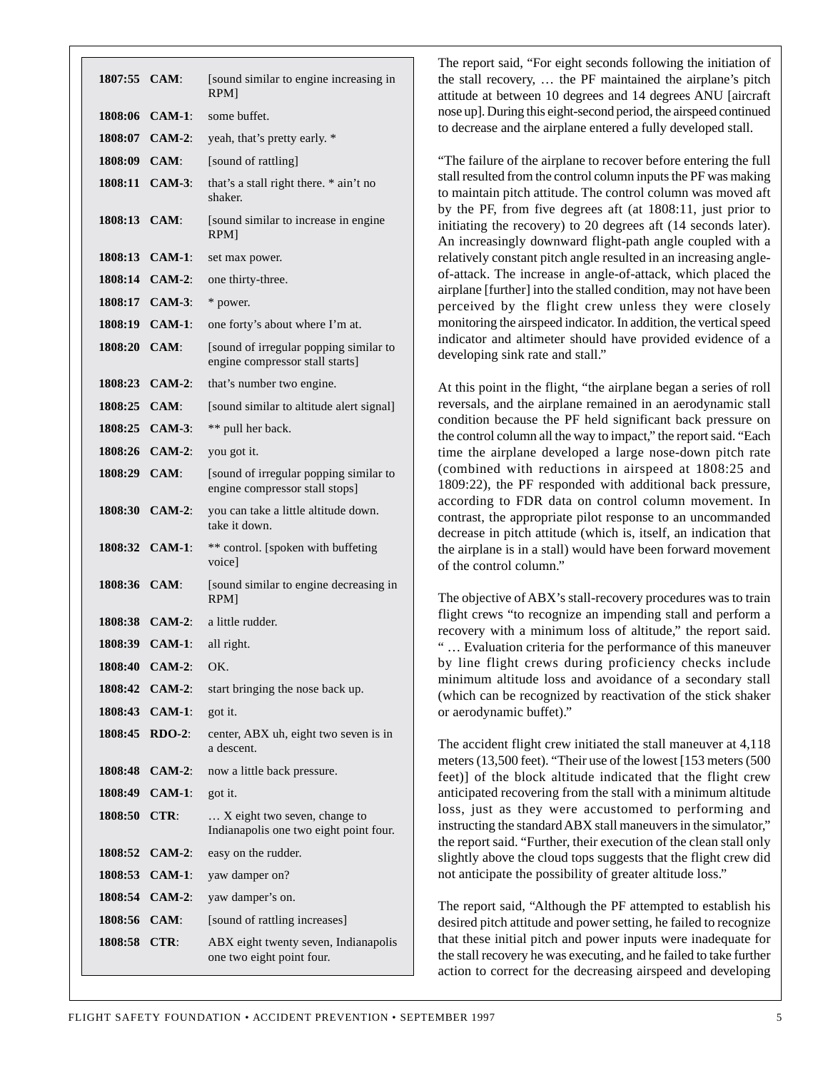| | | |
|---|---|---|
| **1807:55** | **CAM**: | [sound similar to engine increasing in RPM] |
| **1808:06** | **CAM-1**: | some buffet. |
| **1808:07** | **CAM-2**: | yeah, that's pretty early. * |
| **1808:09** | **CAM**: | [sound of rattling] |
| **1808:11** | **CAM-3**: | that's a stall right there. * ain't no shaker. |
| **1808:13** | **CAM**: | [sound similar to increase in engine RPM] |
| **1808:13** | **CAM-1**: | set max power. |
| **1808:14** | **CAM-2**: | one thirty-three. |
| **1808:17** | **CAM-3**: | * power. |
| **1808:19** | **CAM-1**: | one forty's about where I'm at. |
| **1808:20** | **CAM**: | [sound of irregular popping similar to engine compressor stall starts] |
| **1808:23** | **CAM-2**: | that's number two engine. |
| **1808:25** | **CAM**: | [sound similar to altitude alert signal] |
| **1808:25** | **CAM-3**: | ** pull her back. |
| **1808:26** | **CAM-2**: | you got it. |
| **1808:29** | **CAM**: | [sound of irregular popping similar to engine compressor stall stops] |
| **1808:30** | **CAM-2**: | you can take a little altitude down. take it down. |
| **1808:32** | **CAM-1**: | ** control. [spoken with buffeting voice] |
| **1808:36** | **CAM**: | [sound similar to engine decreasing in RPM] |
| **1808:38** | **CAM-2**: | a little rudder. |
| **1808:39** | **CAM-1**: | all right. |
| **1808:40** | **CAM-2**: | OK. |
| **1808:42** | **CAM-2**: | start bringing the nose back up. |
| **1808:43** | **CAM-1**: | got it. |
| **1808:45** | **RDO-2**: | center, ABX uh, eight two seven is in a descent. |
| **1808:48** | **CAM-2**: | now a little back pressure. |
| **1808:49** | **CAM-1**: | got it. |
| **1808:50** | **CTR**: | … X eight two seven, change to Indianapolis one two eight point four. |
| **1808:52** | **CAM-2**: | easy on the rudder. |
| **1808:53** | **CAM-1**: | yaw damper on? |
| **1808:54** | **CAM-2**: | yaw damper's on. |
| **1808:56** | **CAM**: | [sound of rattling increases] |
| **1808:58** | **CTR**: | ABX eight twenty seven, Indianapolis one two eight point four. |

The report said, "For eight seconds following the initiation of the stall recovery, … the PF maintained the airplane's pitch attitude at between 10 degrees and 14 degrees ANU [aircraft nose up]. During this eight-second period, the airspeed continued to decrease and the airplane entered a fully developed stall.

"The failure of the airplane to recover before entering the full stall resulted from the control column inputs the PF was making to maintain pitch attitude. The control column was moved aft by the PF, from five degrees aft (at 1808:11, just prior to initiating the recovery) to 20 degrees aft (14 seconds later). An increasingly downward flight-path angle coupled with a relatively constant pitch angle resulted in an increasing angle-of-attack. The increase in angle-of-attack, which placed the airplane [further] into the stalled condition, may not have been perceived by the flight crew unless they were closely monitoring the airspeed indicator. In addition, the vertical speed indicator and altimeter should have provided evidence of a developing sink rate and stall."

At this point in the flight, "the airplane began a series of roll reversals, and the airplane remained in an aerodynamic stall condition because the PF held significant back pressure on the control column all the way to impact," the report said. "Each time the airplane developed a large nose-down pitch rate (combined with reductions in airspeed at 1808:25 and 1809:22), the PF responded with additional back pressure, according to FDR data on control column movement. In contrast, the appropriate pilot response to an uncommanded decrease in pitch attitude (which is, itself, an indication that the airplane is in a stall) would have been forward movement of the control column."

The objective of ABX's stall-recovery procedures was to train flight crews "to recognize an impending stall and perform a recovery with a minimum loss of altitude," the report said. " … Evaluation criteria for the performance of this maneuver by line flight crews during proficiency checks include minimum altitude loss and avoidance of a secondary stall (which can be recognized by reactivation of the stick shaker or aerodynamic buffet)."

The accident flight crew initiated the stall maneuver at 4,118 meters (13,500 feet). "Their use of the lowest [153 meters (500 feet)] of the block altitude indicated that the flight crew anticipated recovering from the stall with a minimum altitude loss, just as they were accustomed to performing and instructing the standard ABX stall maneuvers in the simulator," the report said. "Further, their execution of the clean stall only slightly above the cloud tops suggests that the flight crew did not anticipate the possibility of greater altitude loss."

The report said, "Although the PF attempted to establish his desired pitch attitude and power setting, he failed to recognize that these initial pitch and power inputs were inadequate for the stall recovery he was executing, and he failed to take further action to correct for the decreasing airspeed and developing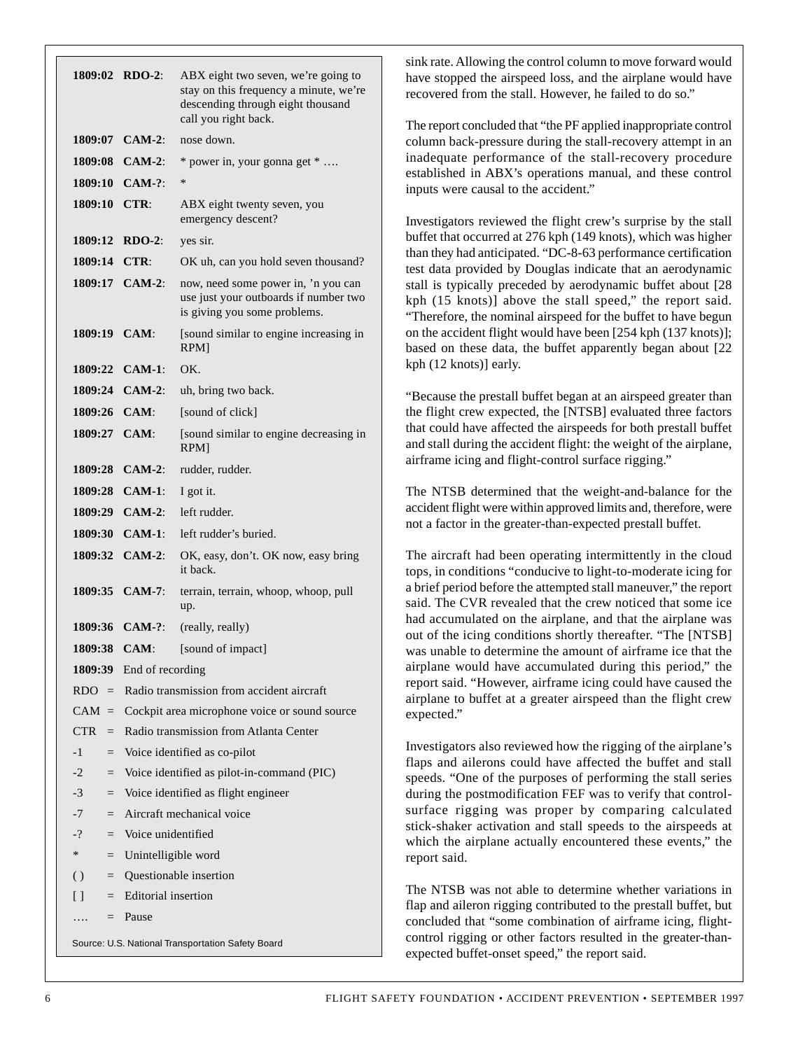| Time | Source | Content |
|---|---|---|
| **1809:02** | **RDO-2**: | ABX eight two seven, we're going to stay on this frequency a minute, we're descending through eight thousand call you right back. |
| **1809:07** | **CAM-2**: | nose down. |
| **1809:08** | **CAM-2**: | * power in, your gonna get * …. |
| **1809:10** | **CAM-?**: | * |
| **1809:10** | **CTR**: | ABX eight twenty seven, you emergency descent? |
| **1809:12** | **RDO-2**: | yes sir. |
| **1809:14** | **CTR**: | OK uh, can you hold seven thousand? |
| **1809:17** | **CAM-2**: | now, need some power in, 'n you can use just your outboards if number two is giving you some problems. |
| **1809:19** | **CAM**: | [sound similar to engine increasing in RPM] |
| **1809:22** | **CAM-1**: | OK. |
| **1809:24** | **CAM-2**: | uh, bring two back. |
| **1809:26** | **CAM**: | [sound of click] |
| **1809:27** | **CAM**: | [sound similar to engine decreasing in RPM] |
| **1809:28** | **CAM-2**: | rudder, rudder. |
| **1809:28** | **CAM-1**: | I got it. |
| **1809:29** | **CAM-2**: | left rudder. |
| **1809:30** | **CAM-1**: | left rudder's buried. |
| **1809:32** | **CAM-2**: | OK, easy, don't. OK now, easy bring it back. |
| **1809:35** | **CAM-7**: | terrain, terrain, whoop, whoop, pull up. |
| **1809:36** | **CAM-?**: | (really, really) |
| **1809:38** | **CAM**: | [sound of impact] |
| **1809:39** | End of recording | |

RDO = Radio transmission from accident aircraft
CAM = Cockpit area microphone voice or sound source
CTR = Radio transmission from Atlanta Center
-1 = Voice identified as co-pilot
-2 = Voice identified as pilot-in-command (PIC)
-3 = Voice identified as flight engineer
-7 = Aircraft mechanical voice
-? = Voice unidentified
* = Unintelligible word
( ) = Questionable insertion
[ ] = Editorial insertion
…. = Pause

Source: U.S. National Transportation Safety Board

sink rate. Allowing the control column to move forward would have stopped the airspeed loss, and the airplane would have recovered from the stall. However, he failed to do so."

The report concluded that "the PF applied inappropriate control column back-pressure during the stall-recovery attempt in an inadequate performance of the stall-recovery procedure established in ABX's operations manual, and these control inputs were causal to the accident."

Investigators reviewed the flight crew's surprise by the stall buffet that occurred at 276 kph (149 knots), which was higher than they had anticipated. "DC-8-63 performance certification test data provided by Douglas indicate that an aerodynamic stall is typically preceded by aerodynamic buffet about [28 kph (15 knots)] above the stall speed," the report said. "Therefore, the nominal airspeed for the buffet to have begun on the accident flight would have been [254 kph (137 knots)]; based on these data, the buffet apparently began about [22 kph (12 knots)] early.

"Because the prestall buffet began at an airspeed greater than the flight crew expected, the [NTSB] evaluated three factors that could have affected the airspeeds for both prestall buffet and stall during the accident flight: the weight of the airplane, airframe icing and flight-control surface rigging."

The NTSB determined that the weight-and-balance for the accident flight were within approved limits and, therefore, were not a factor in the greater-than-expected prestall buffet.

The aircraft had been operating intermittently in the cloud tops, in conditions "conducive to light-to-moderate icing for a brief period before the attempted stall maneuver," the report said. The CVR revealed that the crew noticed that some ice had accumulated on the airplane, and that the airplane was out of the icing conditions shortly thereafter. "The [NTSB] was unable to determine the amount of airframe ice that the airplane would have accumulated during this period," the report said. "However, airframe icing could have caused the airplane to buffet at a greater airspeed than the flight crew expected."

Investigators also reviewed how the rigging of the airplane's flaps and ailerons could have affected the buffet and stall speeds. "One of the purposes of performing the stall series during the postmodification FEF was to verify that control-surface rigging was proper by comparing calculated stick-shaker activation and stall speeds to the airspeeds at which the airplane actually encountered these events," the report said.

The NTSB was not able to determine whether variations in flap and aileron rigging contributed to the prestall buffet, but concluded that "some combination of airframe icing, flight-control rigging or other factors resulted in the greater-than-expected buffet-onset speed," the report said.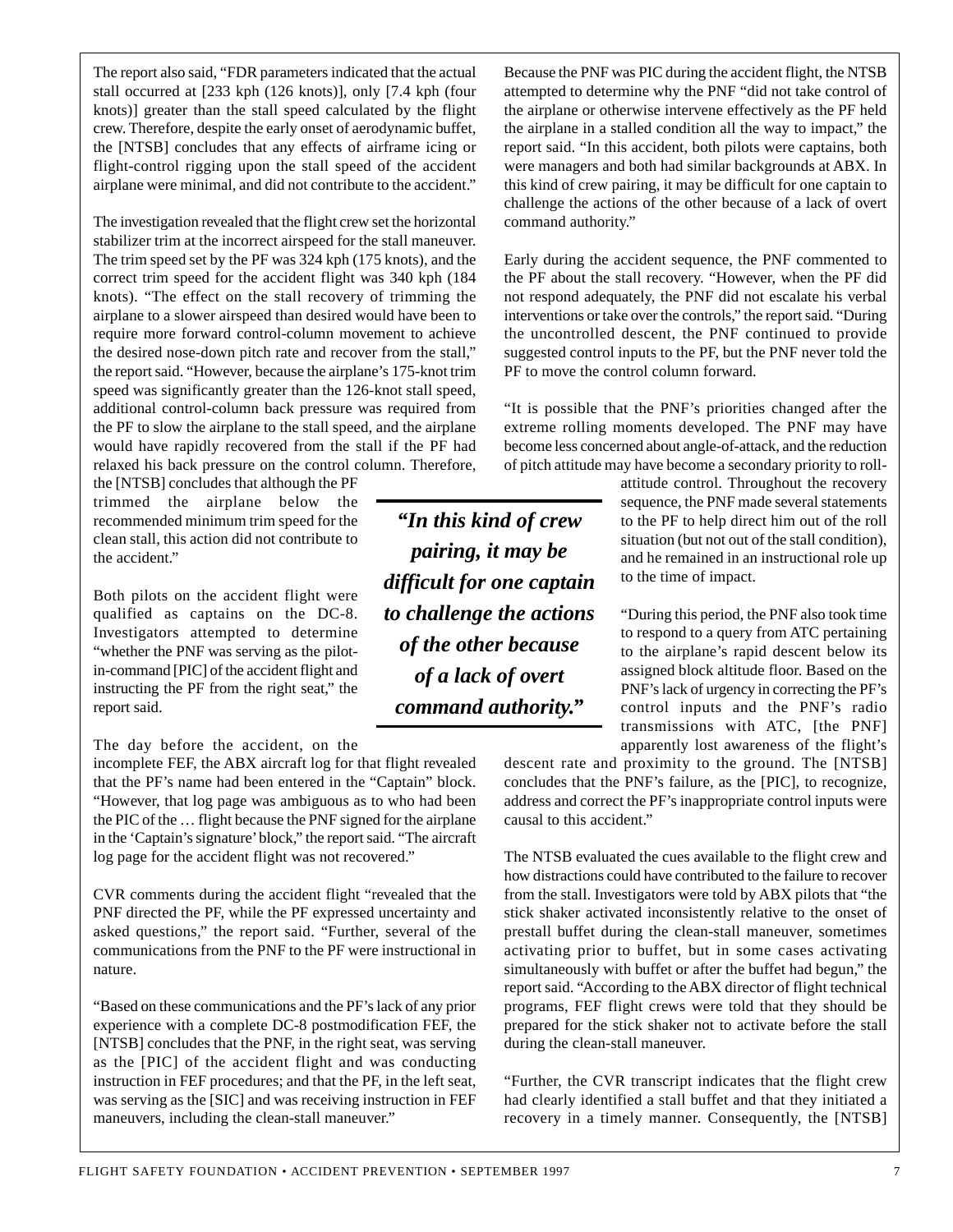The report also said, "FDR parameters indicated that the actual stall occurred at [233 kph (126 knots)], only [7.4 kph (four knots)] greater than the stall speed calculated by the flight crew. Therefore, despite the early onset of aerodynamic buffet, the [NTSB] concludes that any effects of airframe icing or flight-control rigging upon the stall speed of the accident airplane were minimal, and did not contribute to the accident."

The investigation revealed that the flight crew set the horizontal stabilizer trim at the incorrect airspeed for the stall maneuver. The trim speed set by the PF was 324 kph (175 knots), and the correct trim speed for the accident flight was 340 kph (184 knots). "The effect on the stall recovery of trimming the airplane to a slower airspeed than desired would have been to require more forward control-column movement to achieve the desired nose-down pitch rate and recover from the stall," the report said. "However, because the airplane's 175-knot trim speed was significantly greater than the 126-knot stall speed, additional control-column back pressure was required from the PF to slow the airplane to the stall speed, and the airplane would have rapidly recovered from the stall if the PF had relaxed his back pressure on the control column. Therefore, the [NTSB] concludes that although the PF trimmed the airplane below the recommended minimum trim speed for the clean stall, this action did not contribute to the accident."

Both pilots on the accident flight were qualified as captains on the DC-8. Investigators attempted to determine "whether the PNF was serving as the pilot-in-command [PIC] of the accident flight and instructing the PF from the right seat," the report said.

The day before the accident, on the incomplete FEF, the ABX aircraft log for that flight revealed that the PF's name had been entered in the "Captain" block. "However, that log page was ambiguous as to who had been the PIC of the … flight because the PNF signed for the airplane in the 'Captain's signature' block," the report said. "The aircraft log page for the accident flight was not recovered."

CVR comments during the accident flight "revealed that the PNF directed the PF, while the PF expressed uncertainty and asked questions," the report said. "Further, several of the communications from the PNF to the PF were instructional in nature.

"Based on these communications and the PF's lack of any prior experience with a complete DC-8 postmodification FEF, the [NTSB] concludes that the PNF, in the right seat, was serving as the [PIC] of the accident flight and was conducting instruction in FEF procedures; and that the PF, in the left seat, was serving as the [SIC] and was receiving instruction in FEF maneuvers, including the clean-stall maneuver."

Because the PNF was PIC during the accident flight, the NTSB attempted to determine why the PNF "did not take control of the airplane or otherwise intervene effectively as the PF held the airplane in a stalled condition all the way to impact," the report said. "In this accident, both pilots were captains, both were managers and both had similar backgrounds at ABX. In this kind of crew pairing, it may be difficult for one captain to challenge the actions of the other because of a lack of overt command authority."

Early during the accident sequence, the PNF commented to the PF about the stall recovery. "However, when the PF did not respond adequately, the PNF did not escalate his verbal interventions or take over the controls," the report said. "During the uncontrolled descent, the PNF continued to provide suggested control inputs to the PF, but the PNF never told the PF to move the control column forward.

"It is possible that the PNF's priorities changed after the extreme rolling moments developed. The PNF may have become less concerned about angle-of-attack, and the reduction of pitch attitude may have become a secondary priority to roll-attitude control. Throughout the recovery sequence, the PNF made several statements to the PF to help direct him out of the roll situation (but not out of the stall condition), and he remained in an instructional role up to the time of impact.

"During this period, the PNF also took time to respond to a query from ATC pertaining to the airplane's rapid descent below its assigned block altitude floor. Based on the PNF's lack of urgency in correcting the PF's control inputs and the PNF's radio transmissions with ATC, [the PNF] apparently lost awareness of the flight's descent rate and proximity to the ground. The [NTSB] concludes that the PNF's failure, as the [PIC], to recognize, address and correct the PF's inappropriate control inputs were causal to this accident."

The NTSB evaluated the cues available to the flight crew and how distractions could have contributed to the failure to recover from the stall. Investigators were told by ABX pilots that "the stick shaker activated inconsistently relative to the onset of prestall buffet during the clean-stall maneuver, sometimes activating prior to buffet, but in some cases activating simultaneously with buffet or after the buffet had begun," the report said. "According to the ABX director of flight technical programs, FEF flight crews were told that they should be prepared for the stick shaker not to activate before the stall during the clean-stall maneuver.

"Further, the CVR transcript indicates that the flight crew had clearly identified a stall buffet and that they initiated a recovery in a timely manner. Consequently, the [NTSB]

> ***"In this kind of crew pairing, it may be difficult for one captain to challenge the actions of the other because of a lack of overt command authority."***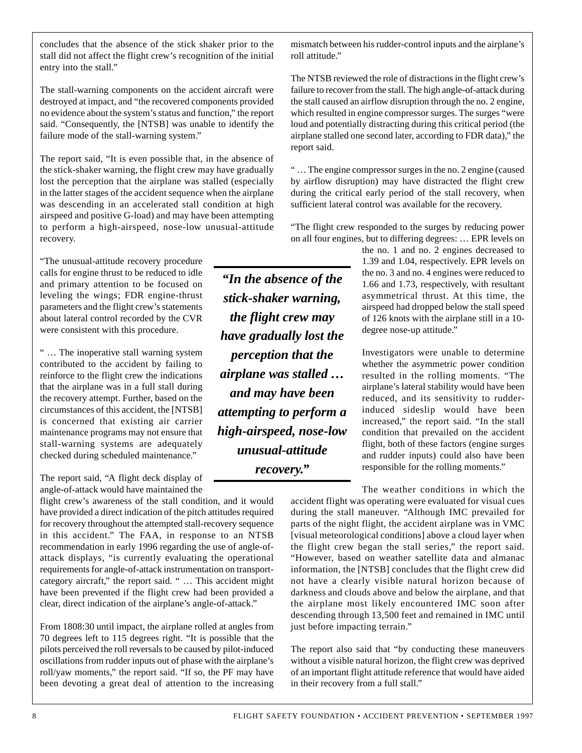concludes that the absence of the stick shaker prior to the stall did not affect the flight crew's recognition of the initial entry into the stall."

The stall-warning components on the accident aircraft were destroyed at impact, and "the recovered components provided no evidence about the system's status and function," the report said. "Consequently, the [NTSB] was unable to identify the failure mode of the stall-warning system."

The report said, "It is even possible that, in the absence of the stick-shaker warning, the flight crew may have gradually lost the perception that the airplane was stalled (especially in the latter stages of the accident sequence when the airplane was descending in an accelerated stall condition at high airspeed and positive G-load) and may have been attempting to perform a high-airspeed, nose-low unusual-attitude recovery.

"The unusual-attitude recovery procedure calls for engine thrust to be reduced to idle and primary attention to be focused on leveling the wings; FDR engine-thrust parameters and the flight crew's statements about lateral control recorded by the CVR were consistent with this procedure.

" … The inoperative stall warning system contributed to the accident by failing to reinforce to the flight crew the indications that the airplane was in a full stall during the recovery attempt. Further, based on the circumstances of this accident, the [NTSB] is concerned that existing air carrier maintenance programs may not ensure that stall-warning systems are adequately checked during scheduled maintenance."

**_"In the absence of the stick-shaker warning, the flight crew may have gradually lost the perception that the airplane was stalled … and may have been attempting to perform a high-airspeed, nose-low unusual-attitude recovery."_**

The report said, "A flight deck display of angle-of-attack would have maintained the flight crew's awareness of the stall condition, and it would have provided a direct indication of the pitch attitudes required for recovery throughout the attempted stall-recovery sequence in this accident." The FAA, in response to an NTSB recommendation in early 1996 regarding the use of angle-of-attack displays, "is currently evaluating the operational requirements for angle-of-attack instrumentation on transport-category aircraft," the report said. " … This accident might have been prevented if the flight crew had been provided a clear, direct indication of the airplane's angle-of-attack."

From 1808:30 until impact, the airplane rolled at angles from 70 degrees left to 115 degrees right. "It is possible that the pilots perceived the roll reversals to be caused by pilot-induced oscillations from rudder inputs out of phase with the airplane's roll/yaw moments," the report said. "If so, the PF may have been devoting a great deal of attention to the increasing mismatch between his rudder-control inputs and the airplane's roll attitude."

The NTSB reviewed the role of distractions in the flight crew's failure to recover from the stall. The high angle-of-attack during the stall caused an airflow disruption through the no. 2 engine, which resulted in engine compressor surges. The surges "were loud and potentially distracting during this critical period (the airplane stalled one second later, according to FDR data)," the report said.

" … The engine compressor surges in the no. 2 engine (caused by airflow disruption) may have distracted the flight crew during the critical early period of the stall recovery, when sufficient lateral control was available for the recovery.

"The flight crew responded to the surges by reducing power on all four engines, but to differing degrees: … EPR levels on the no. 1 and no. 2 engines decreased to 1.39 and 1.04, respectively. EPR levels on the no. 3 and no. 4 engines were reduced to 1.66 and 1.73, respectively, with resultant asymmetrical thrust. At this time, the airspeed had dropped below the stall speed of 126 knots with the airplane still in a 10-degree nose-up attitude."

Investigators were unable to determine whether the asymmetric power condition resulted in the rolling moments. "The airplane's lateral stability would have been reduced, and its sensitivity to rudder-induced sideslip would have been increased," the report said. "In the stall condition that prevailed on the accident flight, both of these factors (engine surges and rudder inputs) could also have been responsible for the rolling moments."

The weather conditions in which the accident flight was operating were evaluated for visual cues during the stall maneuver. "Although IMC prevailed for parts of the night flight, the accident airplane was in VMC [visual meteorological conditions] above a cloud layer when the flight crew began the stall series," the report said. "However, based on weather satellite data and almanac information, the [NTSB] concludes that the flight crew did not have a clearly visible natural horizon because of darkness and clouds above and below the airplane, and that the airplane most likely encountered IMC soon after descending through 13,500 feet and remained in IMC until just before impacting terrain."

The report also said that "by conducting these maneuvers without a visible natural horizon, the flight crew was deprived of an important flight attitude reference that would have aided in their recovery from a full stall."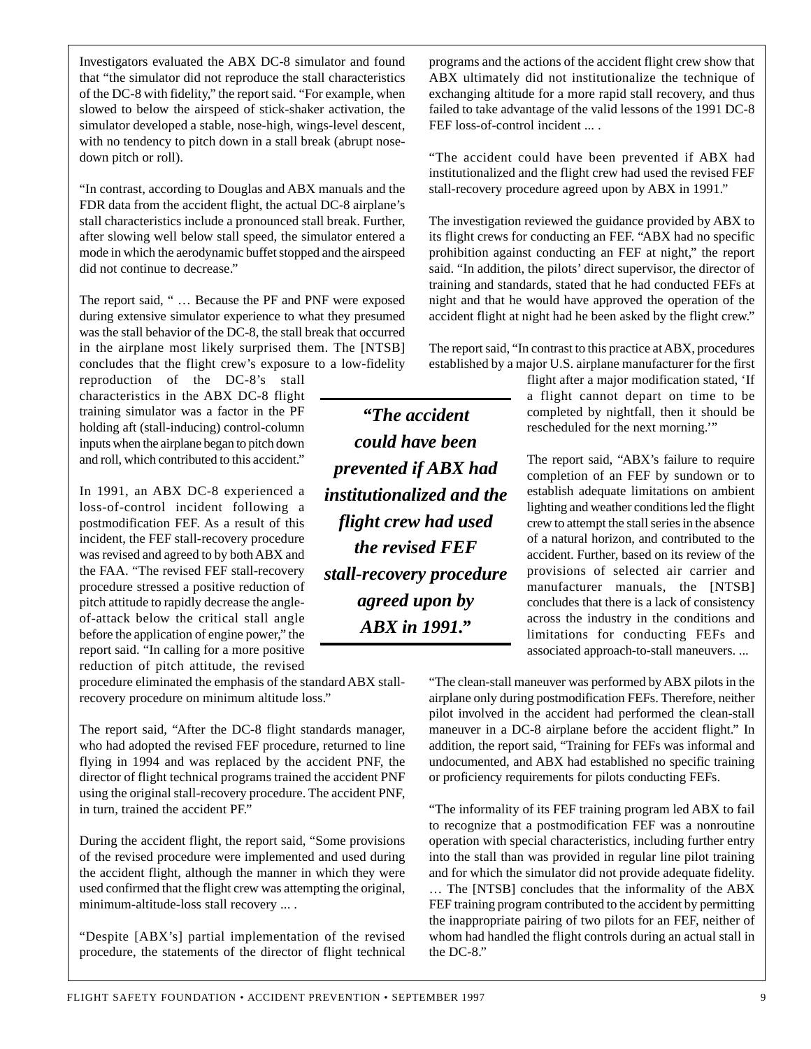Investigators evaluated the ABX DC-8 simulator and found that "the simulator did not reproduce the stall characteristics of the DC-8 with fidelity," the report said. "For example, when slowed to below the airspeed of stick-shaker activation, the simulator developed a stable, nose-high, wings-level descent, with no tendency to pitch down in a stall break (abrupt nose-down pitch or roll).

"In contrast, according to Douglas and ABX manuals and the FDR data from the accident flight, the actual DC-8 airplane's stall characteristics include a pronounced stall break. Further, after slowing well below stall speed, the simulator entered a mode in which the aerodynamic buffet stopped and the airspeed did not continue to decrease."

The report said, " … Because the PF and PNF were exposed during extensive simulator experience to what they presumed was the stall behavior of the DC-8, the stall break that occurred in the airplane most likely surprised them. The [NTSB] concludes that the flight crew's exposure to a low-fidelity reproduction of the DC-8's stall characteristics in the ABX DC-8 flight training simulator was a factor in the PF holding aft (stall-inducing) control-column inputs when the airplane began to pitch down and roll, which contributed to this accident."

In 1991, an ABX DC-8 experienced a loss-of-control incident following a postmodification FEF. As a result of this incident, the FEF stall-recovery procedure was revised and agreed to by both ABX and the FAA. "The revised FEF stall-recovery procedure stressed a positive reduction of pitch attitude to rapidly decrease the angle-of-attack below the critical stall angle before the application of engine power," the report said. "In calling for a more positive reduction of pitch attitude, the revised procedure eliminated the emphasis of the standard ABX stall-recovery procedure on minimum altitude loss."

The report said, "After the DC-8 flight standards manager, who had adopted the revised FEF procedure, returned to line flying in 1994 and was replaced by the accident PNF, the director of flight technical programs trained the accident PNF using the original stall-recovery procedure. The accident PNF, in turn, trained the accident PF."

During the accident flight, the report said, "Some provisions of the revised procedure were implemented and used during the accident flight, although the manner in which they were used confirmed that the flight crew was attempting the original, minimum-altitude-loss stall recovery ... .

"Despite [ABX's] partial implementation of the revised procedure, the statements of the director of flight technical programs and the actions of the accident flight crew show that ABX ultimately did not institutionalize the technique of exchanging altitude for a more rapid stall recovery, and thus failed to take advantage of the valid lessons of the 1991 DC-8 FEF loss-of-control incident ... .

"The accident could have been prevented if ABX had institutionalized and the flight crew had used the revised FEF stall-recovery procedure agreed upon by ABX in 1991."

***"The accident could have been prevented if ABX had institutionalized and the flight crew had used the revised FEF stall-recovery procedure agreed upon by ABX in 1991."***

The investigation reviewed the guidance provided by ABX to its flight crews for conducting an FEF. "ABX had no specific prohibition against conducting an FEF at night," the report said. "In addition, the pilots' direct supervisor, the director of training and standards, stated that he had conducted FEFs at night and that he would have approved the operation of the accident flight at night had he been asked by the flight crew."

The report said, "In contrast to this practice at ABX, procedures established by a major U.S. airplane manufacturer for the first flight after a major modification stated, 'If a flight cannot depart on time to be completed by nightfall, then it should be rescheduled for the next morning.'"

The report said, "ABX's failure to require completion of an FEF by sundown or to establish adequate limitations on ambient lighting and weather conditions led the flight crew to attempt the stall series in the absence of a natural horizon, and contributed to the accident. Further, based on its review of the provisions of selected air carrier and manufacturer manuals, the [NTSB] concludes that there is a lack of consistency across the industry in the conditions and limitations for conducting FEFs and associated approach-to-stall maneuvers. ...

"The clean-stall maneuver was performed by ABX pilots in the airplane only during postmodification FEFs. Therefore, neither pilot involved in the accident had performed the clean-stall maneuver in a DC-8 airplane before the accident flight." In addition, the report said, "Training for FEFs was informal and undocumented, and ABX had established no specific training or proficiency requirements for pilots conducting FEFs.

"The informality of its FEF training program led ABX to fail to recognize that a postmodification FEF was a nonroutine operation with special characteristics, including further entry into the stall than was provided in regular line pilot training and for which the simulator did not provide adequate fidelity. … The [NTSB] concludes that the informality of the ABX FEF training program contributed to the accident by permitting the inappropriate pairing of two pilots for an FEF, neither of whom had handled the flight controls during an actual stall in the DC-8."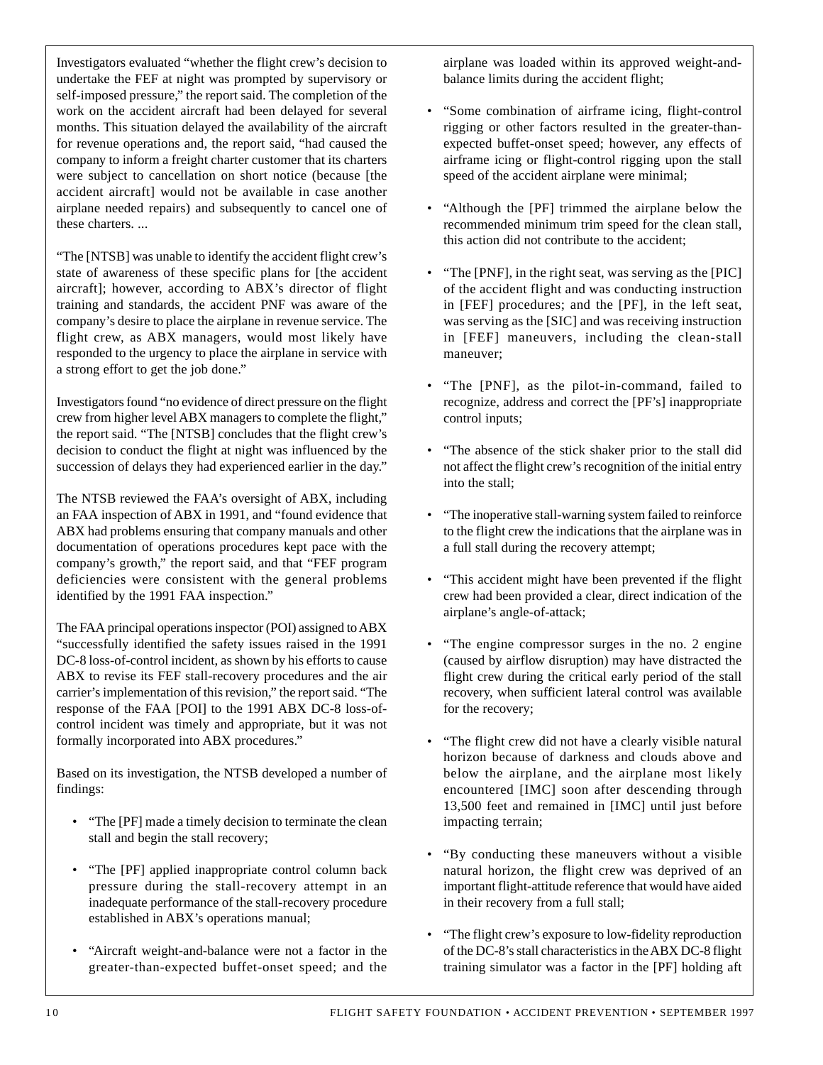Investigators evaluated "whether the flight crew's decision to undertake the FEF at night was prompted by supervisory or self-imposed pressure," the report said. The completion of the work on the accident aircraft had been delayed for several months. This situation delayed the availability of the aircraft for revenue operations and, the report said, "had caused the company to inform a freight charter customer that its charters were subject to cancellation on short notice (because [the accident aircraft] would not be available in case another airplane needed repairs) and subsequently to cancel one of these charters. ...

"The [NTSB] was unable to identify the accident flight crew's state of awareness of these specific plans for [the accident aircraft]; however, according to ABX's director of flight training and standards, the accident PNF was aware of the company's desire to place the airplane in revenue service. The flight crew, as ABX managers, would most likely have responded to the urgency to place the airplane in service with a strong effort to get the job done."

Investigators found "no evidence of direct pressure on the flight crew from higher level ABX managers to complete the flight," the report said. "The [NTSB] concludes that the flight crew's decision to conduct the flight at night was influenced by the succession of delays they had experienced earlier in the day."

The NTSB reviewed the FAA's oversight of ABX, including an FAA inspection of ABX in 1991, and "found evidence that ABX had problems ensuring that company manuals and other documentation of operations procedures kept pace with the company's growth," the report said, and that "FEF program deficiencies were consistent with the general problems identified by the 1991 FAA inspection."

The FAA principal operations inspector (POI) assigned to ABX "successfully identified the safety issues raised in the 1991 DC-8 loss-of-control incident, as shown by his efforts to cause ABX to revise its FEF stall-recovery procedures and the air carrier's implementation of this revision," the report said. "The response of the FAA [POI] to the 1991 ABX DC-8 loss-of-control incident was timely and appropriate, but it was not formally incorporated into ABX procedures."

Based on its investigation, the NTSB developed a number of findings:

- "The [PF] made a timely decision to terminate the clean stall and begin the stall recovery;
- "The [PF] applied inappropriate control column back pressure during the stall-recovery attempt in an inadequate performance of the stall-recovery procedure established in ABX's operations manual;
- "Aircraft weight-and-balance were not a factor in the greater-than-expected buffet-onset speed; and the airplane was loaded within its approved weight-and-balance limits during the accident flight;
- "Some combination of airframe icing, flight-control rigging or other factors resulted in the greater-than-expected buffet-onset speed; however, any effects of airframe icing or flight-control rigging upon the stall speed of the accident airplane were minimal;
- "Although the [PF] trimmed the airplane below the recommended minimum trim speed for the clean stall, this action did not contribute to the accident;
- "The [PNF], in the right seat, was serving as the [PIC] of the accident flight and was conducting instruction in [FEF] procedures; and the [PF], in the left seat, was serving as the [SIC] and was receiving instruction in [FEF] maneuvers, including the clean-stall maneuver;
- "The [PNF], as the pilot-in-command, failed to recognize, address and correct the [PF's] inappropriate control inputs;
- "The absence of the stick shaker prior to the stall did not affect the flight crew's recognition of the initial entry into the stall;
- "The inoperative stall-warning system failed to reinforce to the flight crew the indications that the airplane was in a full stall during the recovery attempt;
- "This accident might have been prevented if the flight crew had been provided a clear, direct indication of the airplane's angle-of-attack;
- "The engine compressor surges in the no. 2 engine (caused by airflow disruption) may have distracted the flight crew during the critical early period of the stall recovery, when sufficient lateral control was available for the recovery;
- "The flight crew did not have a clearly visible natural horizon because of darkness and clouds above and below the airplane, and the airplane most likely encountered [IMC] soon after descending through 13,500 feet and remained in [IMC] until just before impacting terrain;
- "By conducting these maneuvers without a visible natural horizon, the flight crew was deprived of an important flight-attitude reference that would have aided in their recovery from a full stall;
- "The flight crew's exposure to low-fidelity reproduction of the DC-8's stall characteristics in the ABX DC-8 flight training simulator was a factor in the [PF] holding aft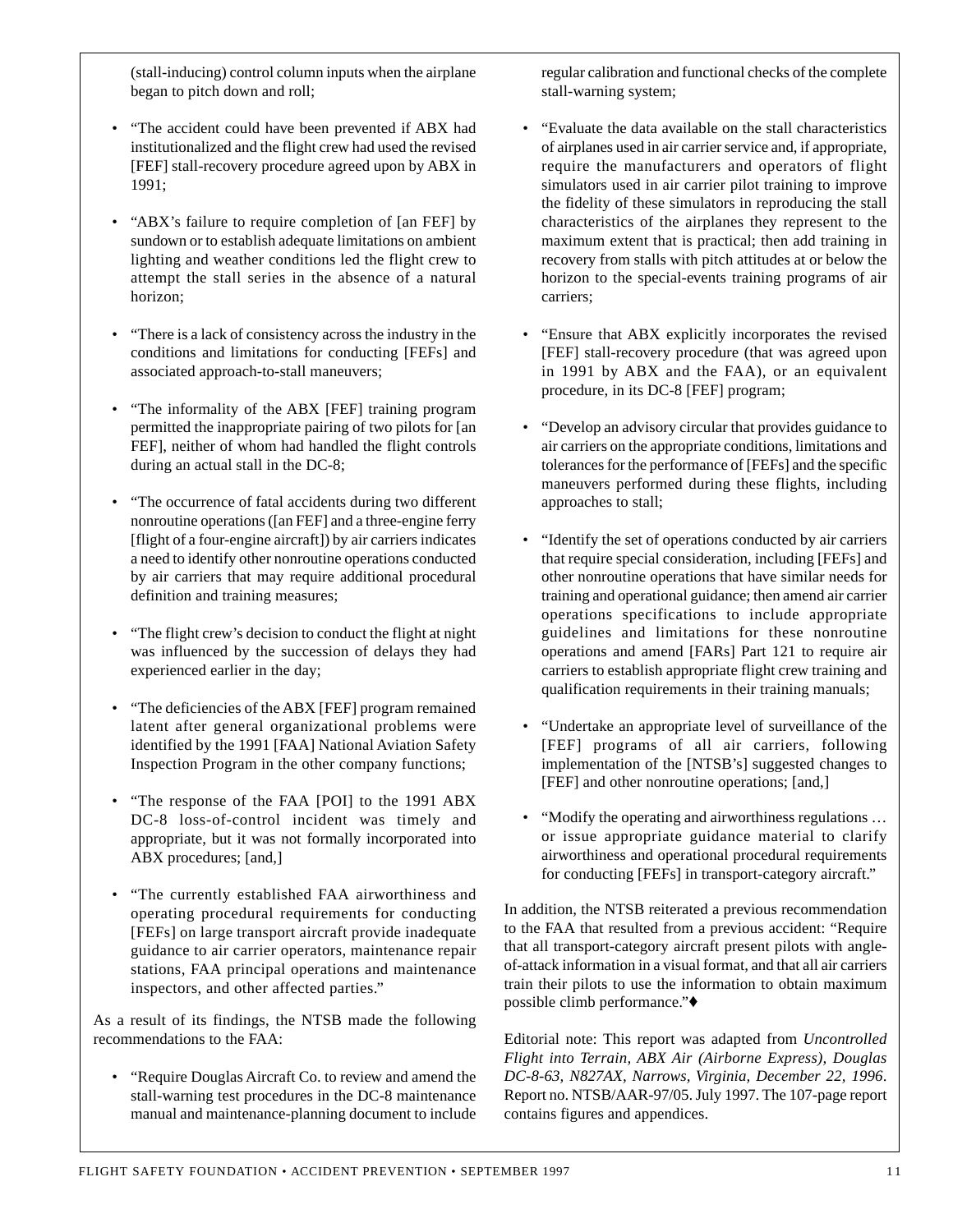(stall-inducing) control column inputs when the airplane began to pitch down and roll;

- "The accident could have been prevented if ABX had institutionalized and the flight crew had used the revised [FEF] stall-recovery procedure agreed upon by ABX in 1991;
- "ABX's failure to require completion of [an FEF] by sundown or to establish adequate limitations on ambient lighting and weather conditions led the flight crew to attempt the stall series in the absence of a natural horizon;
- "There is a lack of consistency across the industry in the conditions and limitations for conducting [FEFs] and associated approach-to-stall maneuvers;
- "The informality of the ABX [FEF] training program permitted the inappropriate pairing of two pilots for [an FEF], neither of whom had handled the flight controls during an actual stall in the DC-8;
- "The occurrence of fatal accidents during two different nonroutine operations ([an FEF] and a three-engine ferry [flight of a four-engine aircraft]) by air carriers indicates a need to identify other nonroutine operations conducted by air carriers that may require additional procedural definition and training measures;
- "The flight crew's decision to conduct the flight at night was influenced by the succession of delays they had experienced earlier in the day;
- "The deficiencies of the ABX [FEF] program remained latent after general organizational problems were identified by the 1991 [FAA] National Aviation Safety Inspection Program in the other company functions;
- "The response of the FAA [POI] to the 1991 ABX DC-8 loss-of-control incident was timely and appropriate, but it was not formally incorporated into ABX procedures; [and,]
- "The currently established FAA airworthiness and operating procedural requirements for conducting [FEFs] on large transport aircraft provide inadequate guidance to air carrier operators, maintenance repair stations, FAA principal operations and maintenance inspectors, and other affected parties."

As a result of its findings, the NTSB made the following recommendations to the FAA:

- "Require Douglas Aircraft Co. to review and amend the stall-warning test procedures in the DC-8 maintenance manual and maintenance-planning document to include regular calibration and functional checks of the complete stall-warning system;
- "Evaluate the data available on the stall characteristics of airplanes used in air carrier service and, if appropriate, require the manufacturers and operators of flight simulators used in air carrier pilot training to improve the fidelity of these simulators in reproducing the stall characteristics of the airplanes they represent to the maximum extent that is practical; then add training in recovery from stalls with pitch attitudes at or below the horizon to the special-events training programs of air carriers;
- "Ensure that ABX explicitly incorporates the revised [FEF] stall-recovery procedure (that was agreed upon in 1991 by ABX and the FAA), or an equivalent procedure, in its DC-8 [FEF] program;
- "Develop an advisory circular that provides guidance to air carriers on the appropriate conditions, limitations and tolerances for the performance of [FEFs] and the specific maneuvers performed during these flights, including approaches to stall;
- "Identify the set of operations conducted by air carriers that require special consideration, including [FEFs] and other nonroutine operations that have similar needs for training and operational guidance; then amend air carrier operations specifications to include appropriate guidelines and limitations for these nonroutine operations and amend [FARs] Part 121 to require air carriers to establish appropriate flight crew training and qualification requirements in their training manuals;
- "Undertake an appropriate level of surveillance of the [FEF] programs of all air carriers, following implementation of the [NTSB's] suggested changes to [FEF] and other nonroutine operations; [and,]
- "Modify the operating and airworthiness regulations … or issue appropriate guidance material to clarify airworthiness and operational procedural requirements for conducting [FEFs] in transport-category aircraft."

In addition, the NTSB reiterated a previous recommendation to the FAA that resulted from a previous accident: "Require that all transport-category aircraft present pilots with angle-of-attack information in a visual format, and that all air carriers train their pilots to use the information to obtain maximum possible climb performance."♦

Editorial note: This report was adapted from *Uncontrolled Flight into Terrain, ABX Air (Airborne Express), Douglas DC-8-63, N827AX, Narrows, Virginia, December 22, 1996*. Report no. NTSB/AAR-97/05. July 1997. The 107-page report contains figures and appendices.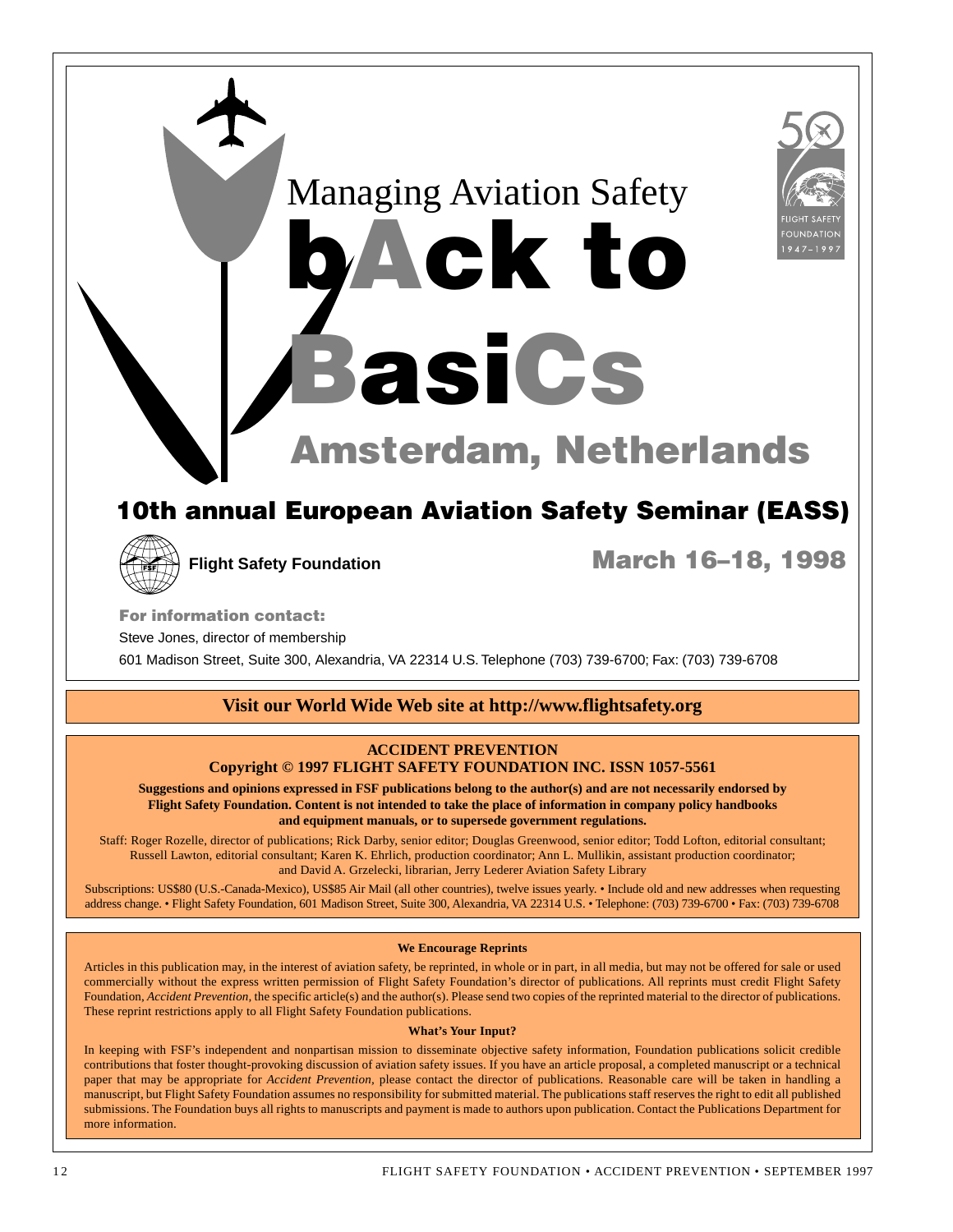Managing Aviation Safety

# bAck to BasiCs

## Amsterdam, Netherlands

## 10th annual European Aviation Safety Seminar (EASS)

**Flight Safety Foundation**

**March 16–18, 1998**

**For information contact:**

Steve Jones, director of membership

601 Madison Street, Suite 300, Alexandria, VA 22314 U.S. Telephone (703) 739-6700; Fax: (703) 739-6708

**Visit our World Wide Web site at http://www.flightsafety.org**

**ACCIDENT PREVENTION**
**Copyright © 1997 FLIGHT SAFETY FOUNDATION INC. ISSN 1057-5561**

**Suggestions and opinions expressed in FSF publications belong to the author(s) and are not necessarily endorsed by Flight Safety Foundation. Content is not intended to take the place of information in company policy handbooks and equipment manuals, or to supersede government regulations.**

Staff: Roger Rozelle, director of publications; Rick Darby, senior editor; Douglas Greenwood, senior editor; Todd Lofton, editorial consultant; Russell Lawton, editorial consultant; Karen K. Ehrlich, production coordinator; Ann L. Mullikin, assistant production coordinator; and David A. Grzelecki, librarian, Jerry Lederer Aviation Safety Library

Subscriptions: US$80 (U.S.-Canada-Mexico), US$85 Air Mail (all other countries), twelve issues yearly. • Include old and new addresses when requesting address change. • Flight Safety Foundation, 601 Madison Street, Suite 300, Alexandria, VA 22314 U.S. • Telephone: (703) 739-6700 • Fax: (703) 739-6708

**We Encourage Reprints**

Articles in this publication may, in the interest of aviation safety, be reprinted, in whole or in part, in all media, but may not be offered for sale or used commercially without the express written permission of Flight Safety Foundation's director of publications. All reprints must credit Flight Safety Foundation, *Accident Prevention*, the specific article(s) and the author(s). Please send two copies of the reprinted material to the director of publications. These reprint restrictions apply to all Flight Safety Foundation publications.

**What's Your Input?**

In keeping with FSF's independent and nonpartisan mission to disseminate objective safety information, Foundation publications solicit credible contributions that foster thought-provoking discussion of aviation safety issues. If you have an article proposal, a completed manuscript or a technical paper that may be appropriate for *Accident Prevention*, please contact the director of publications. Reasonable care will be taken in handling a manuscript, but Flight Safety Foundation assumes no responsibility for submitted material. The publications staff reserves the right to edit all published submissions. The Foundation buys all rights to manuscripts and payment is made to authors upon publication. Contact the Publications Department for more information.